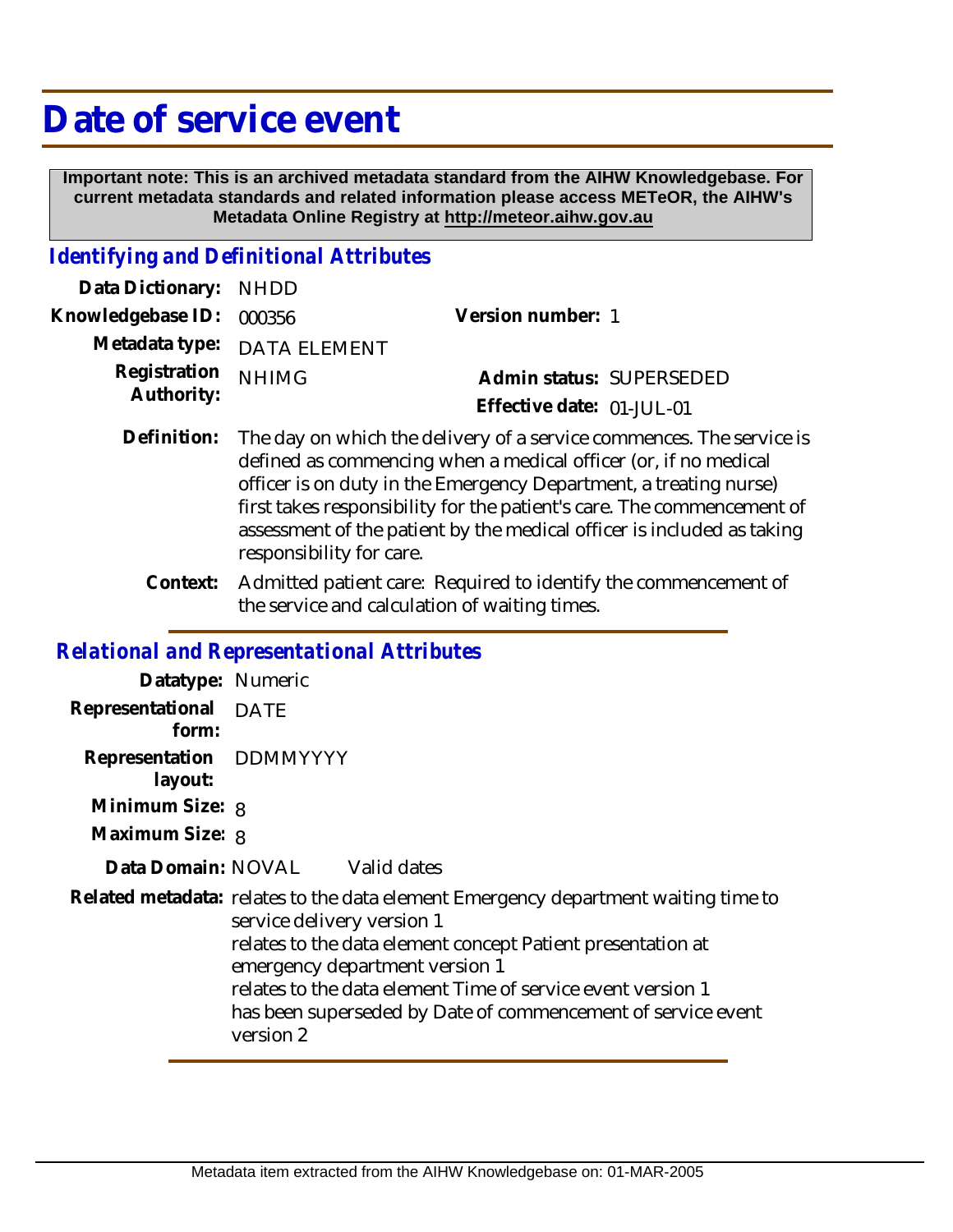# Date of service event

**Important note: This is an archived metadata standard from the AIHW Knowledgebase. For current metadata standards and related information please access METeOR, the AIHW's Metadata Online Registry at http://meteor.aihw.gov.au**

## *Identifying and Definitional Attributes*

**Data Dictionary:** NHDD

**Knowledgebase ID:** 000356

**Version number:** 1

**Metadata type:** DATA ELEMENT

**Registration Authority:** NHIMG

**Admin status:** SUPERSEDED

**Effective date:** 01-JUL-01

**Definition:** The day on which the delivery of a service commences. The service is defined as commencing when a medical officer (or, if no medical officer is on duty in the Emergency Department, a treating nurse) first takes responsibility for the patient's care. The commencement of assessment of the patient by the medical officer is included as taking responsibility for care.

**Context:** Admitted patient care: Required to identify the commencement of the service and calculation of waiting times.

## *Relational and Representational Attributes*

**Datatype:** Numeric

**Representational form:** DATE

**Representation layout:** DDMMYYYY

**Minimum Size:** 8

**Maximum Size:** 8

**Data Domain:** NOVAL Valid dates

**Related metadata:** relates to the data element Emergency department waiting time to service delivery version 1
relates to the data element concept Patient presentation at emergency department version 1
relates to the data element Time of service event version 1
has been superseded by Date of commencement of service event version 2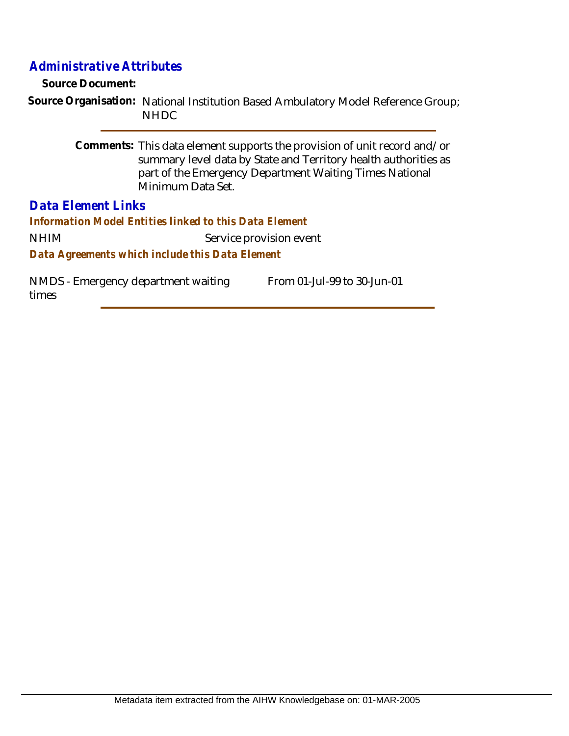## Administrative Attributes

**Source Document:**

**Source Organisation:** National Institution Based Ambulatory Model Reference Group; NHDC

---

**Comments:** This data element supports the provision of unit record and/or summary level data by State and Territory health authorities as part of the Emergency Department Waiting Times National Minimum Data Set.

## Data Element Links

### *Information Model Entities linked to this Data Element*

NHIM Service provision event

### *Data Agreements which include this Data Element*

NMDS - Emergency department waiting times From 01-Jul-99 to 30-Jun-01

---